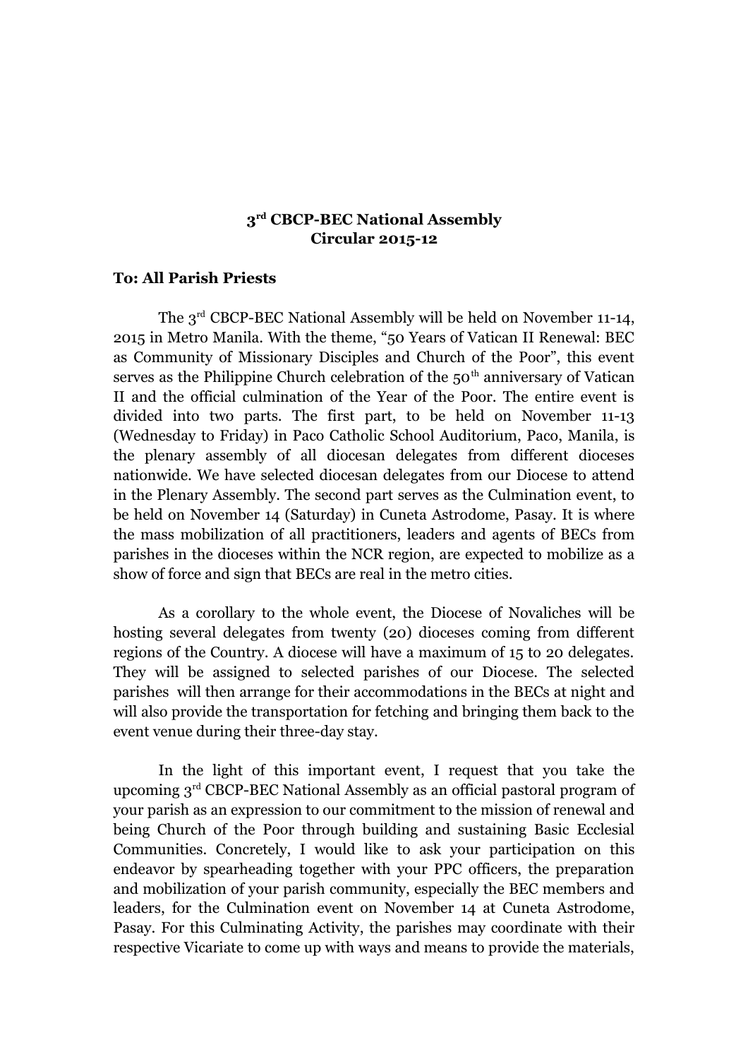**3rd CBCP-BEC National Assembly**
**Circular 2015-12**

**To: All Parish Priests**

The 3rd CBCP-BEC National Assembly will be held on November 11-14, 2015 in Metro Manila. With the theme, "50 Years of Vatican II Renewal: BEC as Community of Missionary Disciples and Church of the Poor", this event serves as the Philippine Church celebration of the 50th anniversary of Vatican II and the official culmination of the Year of the Poor. The entire event is divided into two parts. The first part, to be held on November 11-13 (Wednesday to Friday) in Paco Catholic School Auditorium, Paco, Manila, is the plenary assembly of all diocesan delegates from different dioceses nationwide. We have selected diocesan delegates from our Diocese to attend in the Plenary Assembly. The second part serves as the Culmination event, to be held on November 14 (Saturday) in Cuneta Astrodome, Pasay. It is where the mass mobilization of all practitioners, leaders and agents of BECs from parishes in the dioceses within the NCR region, are expected to mobilize as a show of force and sign that BECs are real in the metro cities.

As a corollary to the whole event, the Diocese of Novaliches will be hosting several delegates from twenty (20) dioceses coming from different regions of the Country. A diocese will have a maximum of 15 to 20 delegates. They will be assigned to selected parishes of our Diocese. The selected parishes will then arrange for their accommodations in the BECs at night and will also provide the transportation for fetching and bringing them back to the event venue during their three-day stay.

In the light of this important event, I request that you take the upcoming 3rd CBCP-BEC National Assembly as an official pastoral program of your parish as an expression to our commitment to the mission of renewal and being Church of the Poor through building and sustaining Basic Ecclesial Communities. Concretely, I would like to ask your participation on this endeavor by spearheading together with your PPC officers, the preparation and mobilization of your parish community, especially the BEC members and leaders, for the Culmination event on November 14 at Cuneta Astrodome, Pasay. For this Culminating Activity, the parishes may coordinate with their respective Vicariate to come up with ways and means to provide the materials,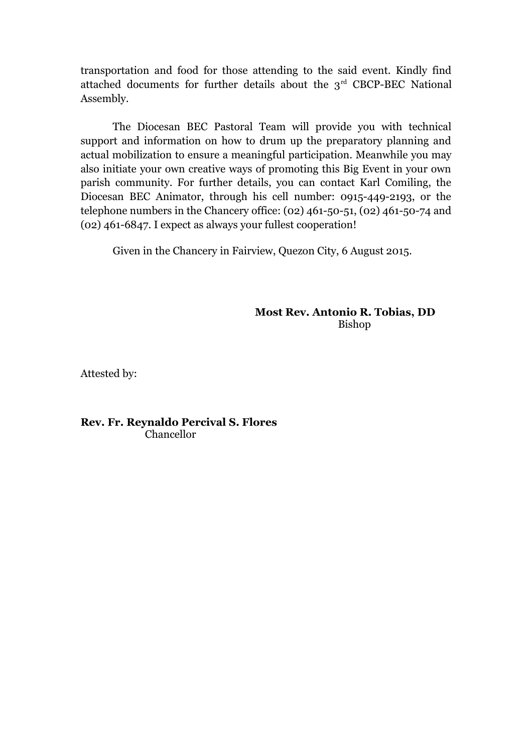transportation and food for those attending to the said event. Kindly find attached documents for further details about the 3rd CBCP-BEC National Assembly.

The Diocesan BEC Pastoral Team will provide you with technical support and information on how to drum up the preparatory planning and actual mobilization to ensure a meaningful participation. Meanwhile you may also initiate your own creative ways of promoting this Big Event in your own parish community. For further details, you can contact Karl Comiling, the Diocesan BEC Animator, through his cell number: 0915-449-2193, or the telephone numbers in the Chancery office: (02) 461-50-51, (02) 461-50-74 and (02) 461-6847. I expect as always your fullest cooperation!

Given in the Chancery in Fairview, Quezon City, 6 August 2015.

**Most Rev. Antonio R. Tobias, DD**
Bishop

Attested by:

**Rev. Fr. Reynaldo Percival S. Flores**
Chancellor